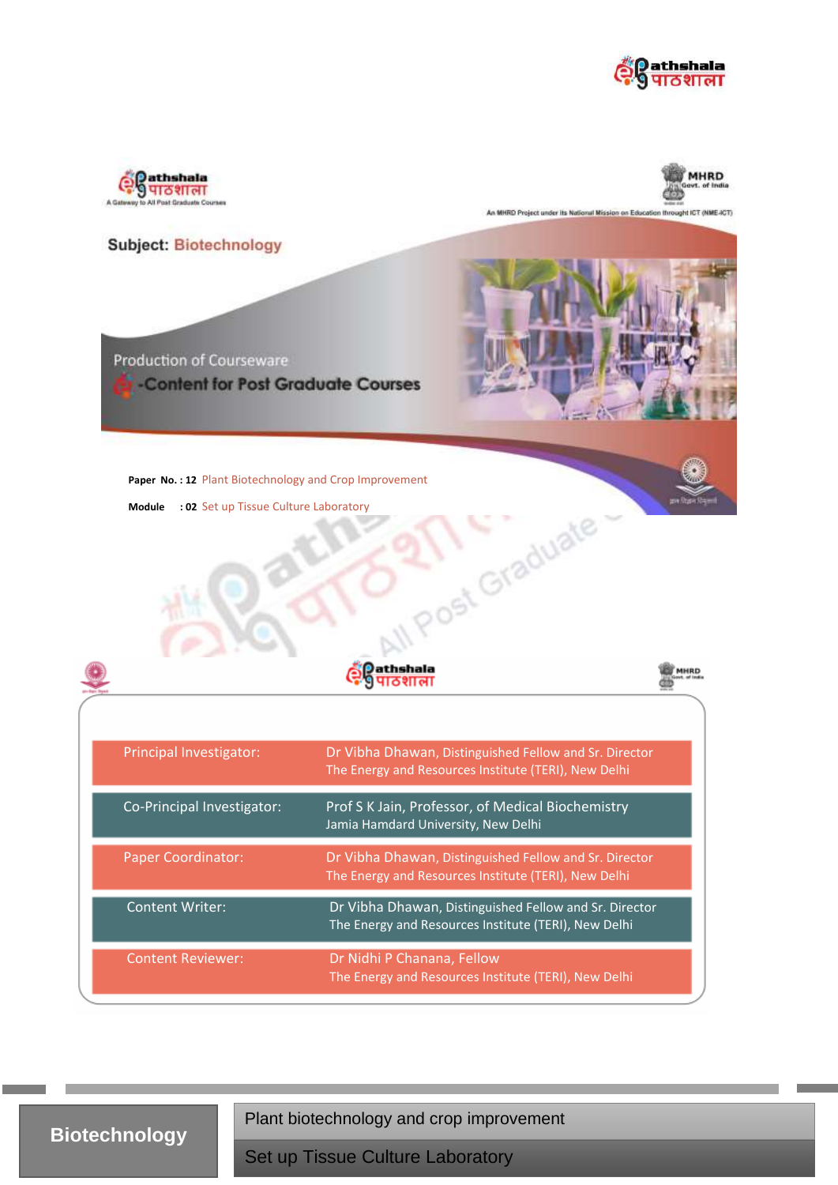Subject: Biotechnology

Production of Courseware

-Content for Post Graduate Courses

**Paper No. : 12** Plant Biotechnology and Crop Improvement

**Module : 02** Set up Tissue Culture Laboratory

| | |
|---|---|
| Principal Investigator: | Dr Vibha Dhawan, Distinguished Fellow and Sr. Director<br>The Energy and Resources Institute (TERI), New Delhi |
| Co-Principal Investigator: | Prof S K Jain, Professor, of Medical Biochemistry<br>Jamia Hamdard University, New Delhi |
| Paper Coordinator: | Dr Vibha Dhawan, Distinguished Fellow and Sr. Director<br>The Energy and Resources Institute (TERI), New Delhi |
| Content Writer: | Dr Vibha Dhawan, Distinguished Fellow and Sr. Director<br>The Energy and Resources Institute (TERI), New Delhi |
| Content Reviewer: | Dr Nidhi P Chanana, Fellow<br>The Energy and Resources Institute (TERI), New Delhi |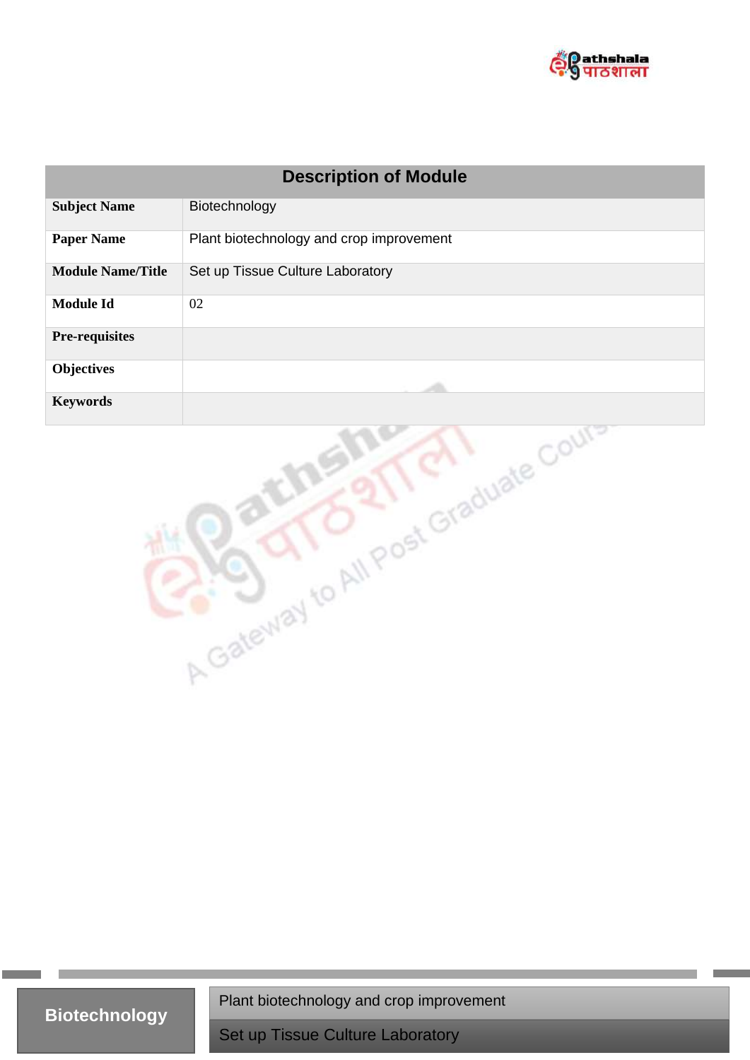| Description of Module | |
|---|---|
| **Subject Name** | Biotechnology |
| **Paper Name** | Plant biotechnology and crop improvement |
| **Module Name/Title** | Set up Tissue Culture Laboratory |
| **Module Id** | 02 |
| **Pre-requisites** | |
| **Objectives** | |
| **Keywords** | |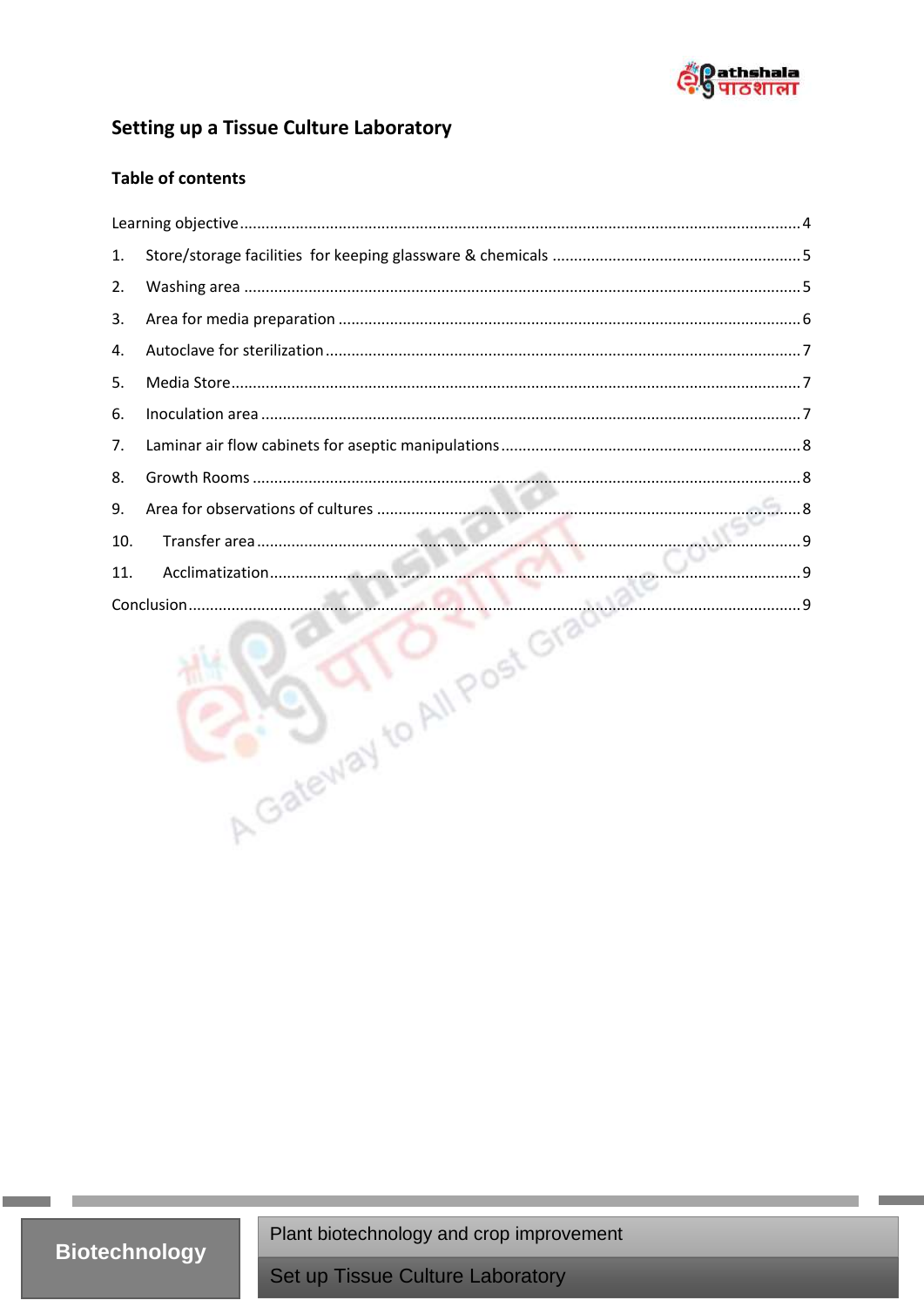# Setting up a Tissue Culture Laboratory

## Table of contents

Learning objective ........ 4

1. Store/storage facilities for keeping glassware & chemicals ........ 5
2. Washing area ........ 5
3. Area for media preparation ........ 6
4. Autoclave for sterilization ........ 7
5. Media Store ........ 7
6. Inoculation area ........ 7
7. Laminar air flow cabinets for aseptic manipulations ........ 8
8. Growth Rooms ........ 8
9. Area for observations of cultures ........ 8
10. Transfer area ........ 9
11. Acclimatization ........ 9

Conclusion ........ 9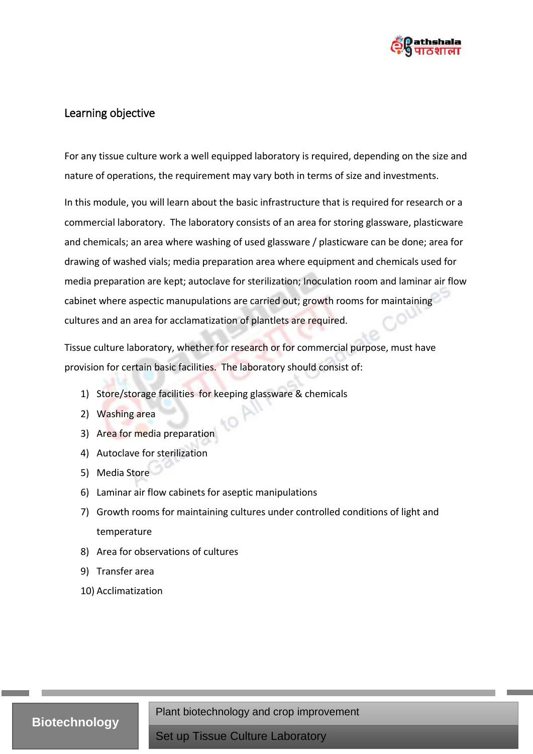## Learning objective

For any tissue culture work a well equipped laboratory is required, depending on the size and nature of operations, the requirement may vary both in terms of size and investments.

In this module, you will learn about the basic infrastructure that is required for research or a commercial laboratory. The laboratory consists of an area for storing glassware, plasticware and chemicals; an area where washing of used glassware / plasticware can be done; area for drawing of washed vials; media preparation area where equipment and chemicals used for media preparation are kept; autoclave for sterilization; Inoculation room and laminar air flow cabinet where aspectic manupulations are carried out; growth rooms for maintaining cultures and an area for acclamatization of plantlets are required.

Tissue culture laboratory, whether for research or for commercial purpose, must have provision for certain basic facilities. The laboratory should consist of:

1) Store/storage facilities for keeping glassware & chemicals
2) Washing area
3) Area for media preparation
4) Autoclave for sterilization
5) Media Store
6) Laminar air flow cabinets for aseptic manipulations
7) Growth rooms for maintaining cultures under controlled conditions of light and temperature
8) Area for observations of cultures
9) Transfer area
10) Acclimatization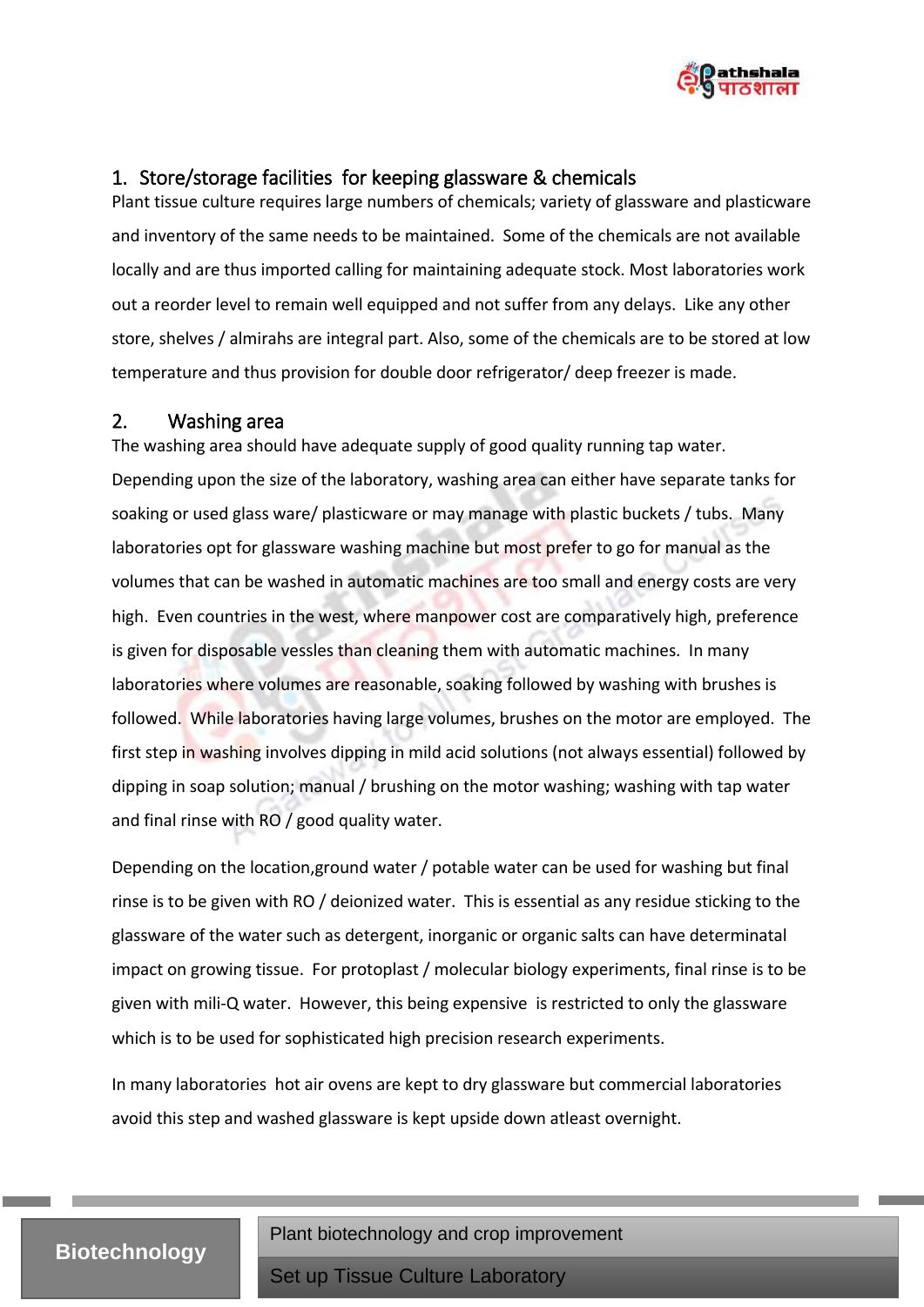## 1. Store/storage facilities for keeping glassware & chemicals

Plant tissue culture requires large numbers of chemicals; variety of glassware and plasticware and inventory of the same needs to be maintained. Some of the chemicals are not available locally and are thus imported calling for maintaining adequate stock. Most laboratories work out a reorder level to remain well equipped and not suffer from any delays. Like any other store, shelves / almirahs are integral part. Also, some of the chemicals are to be stored at low temperature and thus provision for double door refrigerator/ deep freezer is made.

## 2. Washing area

The washing area should have adequate supply of good quality running tap water. Depending upon the size of the laboratory, washing area can either have separate tanks for soaking or used glass ware/ plasticware or may manage with plastic buckets / tubs. Many laboratories opt for glassware washing machine but most prefer to go for manual as the volumes that can be washed in automatic machines are too small and energy costs are very high. Even countries in the west, where manpower cost are comparatively high, preference is given for disposable vessles than cleaning them with automatic machines. In many laboratories where volumes are reasonable, soaking followed by washing with brushes is followed. While laboratories having large volumes, brushes on the motor are employed. The first step in washing involves dipping in mild acid solutions (not always essential) followed by dipping in soap solution; manual / brushing on the motor washing; washing with tap water and final rinse with RO / good quality water.

Depending on the location,ground water / potable water can be used for washing but final rinse is to be given with RO / deionized water. This is essential as any residue sticking to the glassware of the water such as detergent, inorganic or organic salts can have determinatal impact on growing tissue. For protoplast / molecular biology experiments, final rinse is to be given with mili-Q water. However, this being expensive is restricted to only the glassware which is to be used for sophisticated high precision research experiments.

In many laboratories hot air ovens are kept to dry glassware but commercial laboratories avoid this step and washed glassware is kept upside down atleast overnight.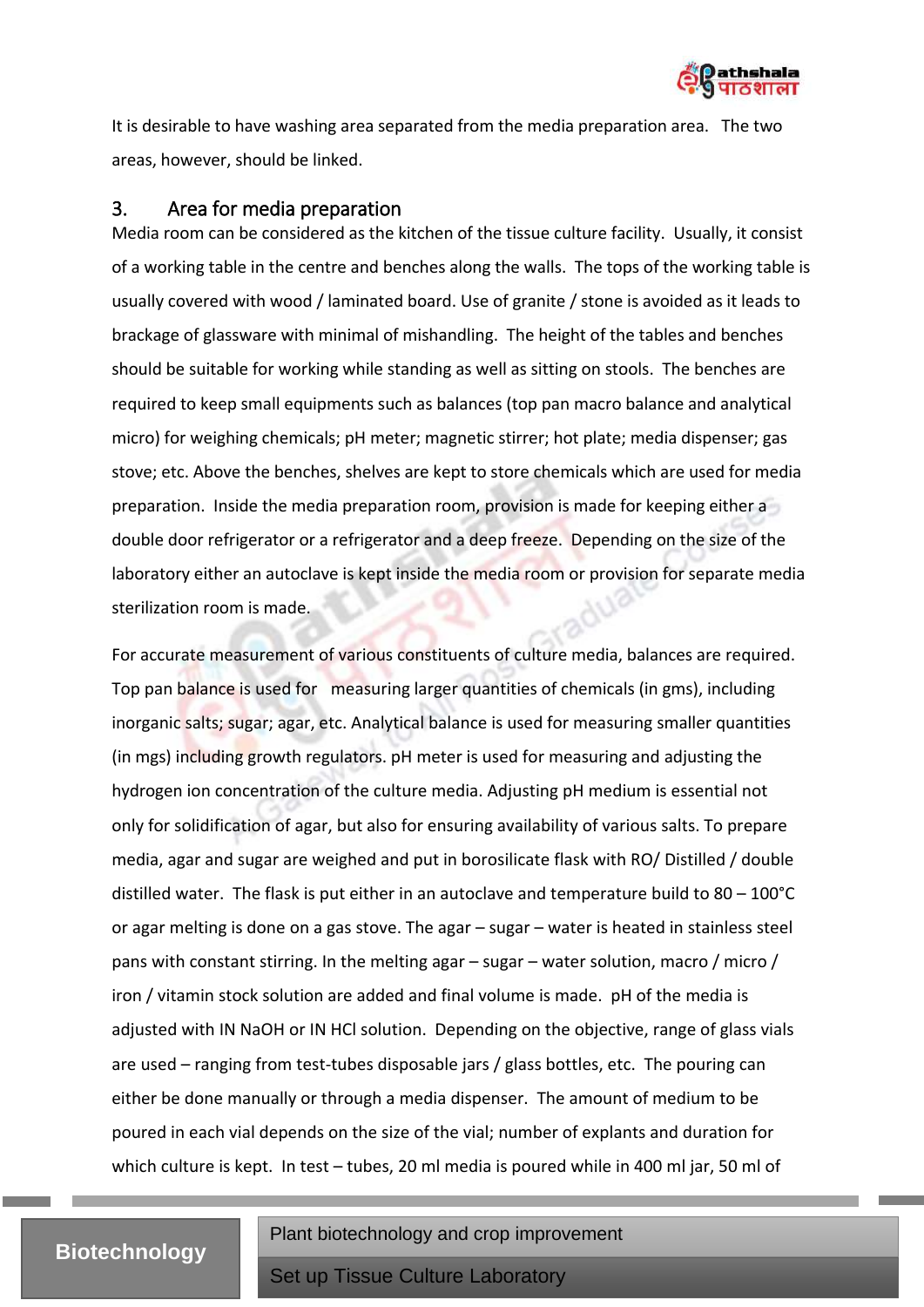It is desirable to have washing area separated from the media preparation area. The two areas, however, should be linked.

## 3. Area for media preparation

Media room can be considered as the kitchen of the tissue culture facility. Usually, it consist of a working table in the centre and benches along the walls. The tops of the working table is usually covered with wood / laminated board. Use of granite / stone is avoided as it leads to brackage of glassware with minimal of mishandling. The height of the tables and benches should be suitable for working while standing as well as sitting on stools. The benches are required to keep small equipments such as balances (top pan macro balance and analytical micro) for weighing chemicals; pH meter; magnetic stirrer; hot plate; media dispenser; gas stove; etc. Above the benches, shelves are kept to store chemicals which are used for media preparation. Inside the media preparation room, provision is made for keeping either a double door refrigerator or a refrigerator and a deep freeze. Depending on the size of the laboratory either an autoclave is kept inside the media room or provision for separate media sterilization room is made.

For accurate measurement of various constituents of culture media, balances are required. Top pan balance is used for measuring larger quantities of chemicals (in gms), including inorganic salts; sugar; agar, etc. Analytical balance is used for measuring smaller quantities (in mgs) including growth regulators. pH meter is used for measuring and adjusting the hydrogen ion concentration of the culture media. Adjusting pH medium is essential not only for solidification of agar, but also for ensuring availability of various salts. To prepare media, agar and sugar are weighed and put in borosilicate flask with RO/ Distilled / double distilled water. The flask is put either in an autoclave and temperature build to 80 – 100°C or agar melting is done on a gas stove. The agar – sugar – water is heated in stainless steel pans with constant stirring. In the melting agar – sugar – water solution, macro / micro / iron / vitamin stock solution are added and final volume is made. pH of the media is adjusted with IN NaOH or IN HCl solution. Depending on the objective, range of glass vials are used – ranging from test-tubes disposable jars / glass bottles, etc. The pouring can either be done manually or through a media dispenser. The amount of medium to be poured in each vial depends on the size of the vial; number of explants and duration for which culture is kept. In test – tubes, 20 ml media is poured while in 400 ml jar, 50 ml of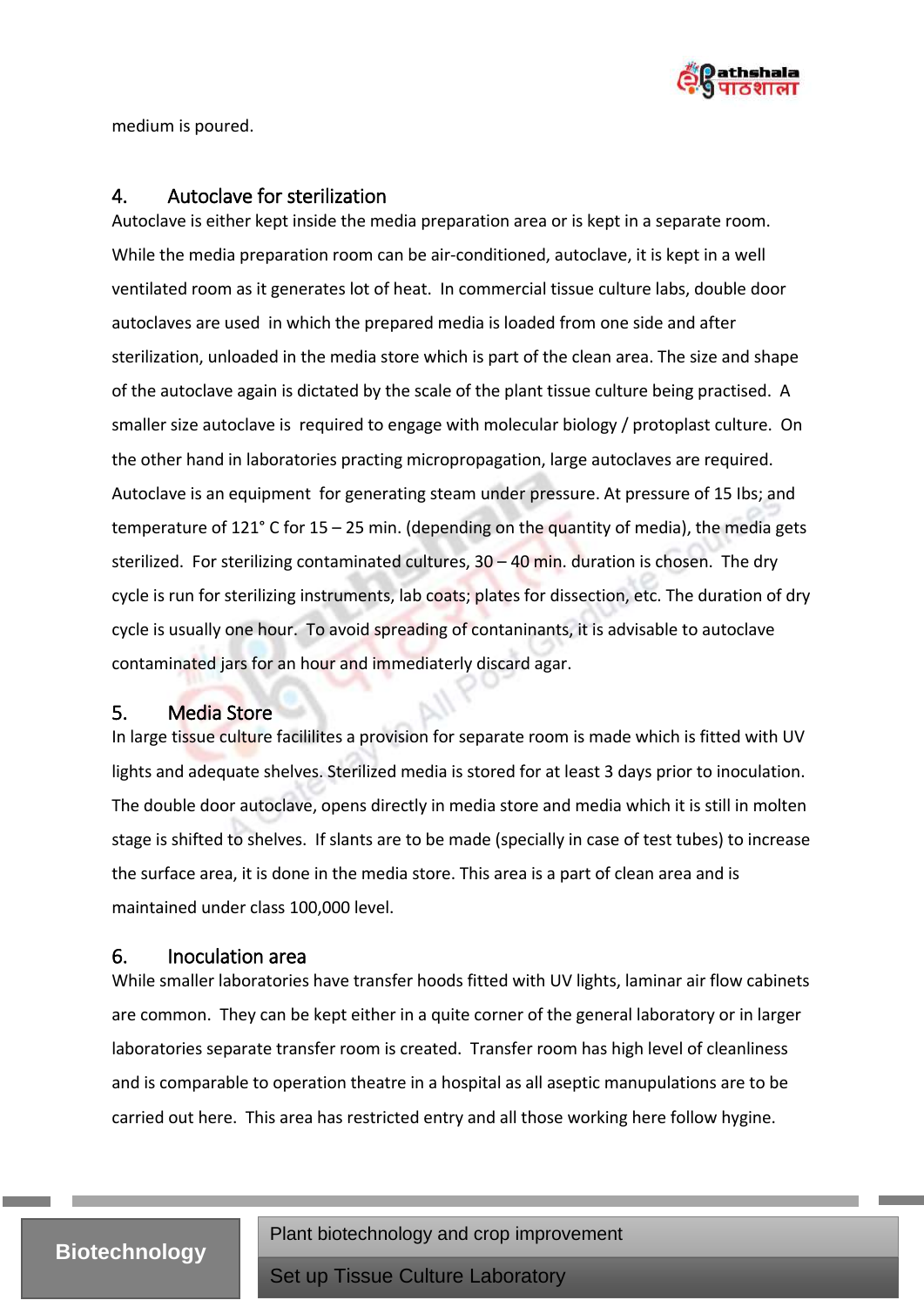medium is poured.

## 4. Autoclave for sterilization

Autoclave is either kept inside the media preparation area or is kept in a separate room. While the media preparation room can be air-conditioned, autoclave, it is kept in a well ventilated room as it generates lot of heat. In commercial tissue culture labs, double door autoclaves are used in which the prepared media is loaded from one side and after sterilization, unloaded in the media store which is part of the clean area. The size and shape of the autoclave again is dictated by the scale of the plant tissue culture being practised. A smaller size autoclave is required to engage with molecular biology / protoplast culture. On the other hand in laboratories practing micropropagation, large autoclaves are required. Autoclave is an equipment for generating steam under pressure. At pressure of 15 Ibs; and temperature of 121° C for 15 – 25 min. (depending on the quantity of media), the media gets sterilized. For sterilizing contaminated cultures, 30 – 40 min. duration is chosen. The dry cycle is run for sterilizing instruments, lab coats; plates for dissection, etc. The duration of dry cycle is usually one hour. To avoid spreading of contaninants, it is advisable to autoclave contaminated jars for an hour and immediaterly discard agar.

## 5. Media Store

In large tissue culture facililites a provision for separate room is made which is fitted with UV lights and adequate shelves. Sterilized media is stored for at least 3 days prior to inoculation. The double door autoclave, opens directly in media store and media which it is still in molten stage is shifted to shelves. If slants are to be made (specially in case of test tubes) to increase the surface area, it is done in the media store. This area is a part of clean area and is maintained under class 100,000 level.

## 6. Inoculation area

While smaller laboratories have transfer hoods fitted with UV lights, laminar air flow cabinets are common. They can be kept either in a quite corner of the general laboratory or in larger laboratories separate transfer room is created. Transfer room has high level of cleanliness and is comparable to operation theatre in a hospital as all aseptic manupulations are to be carried out here. This area has restricted entry and all those working here follow hygine.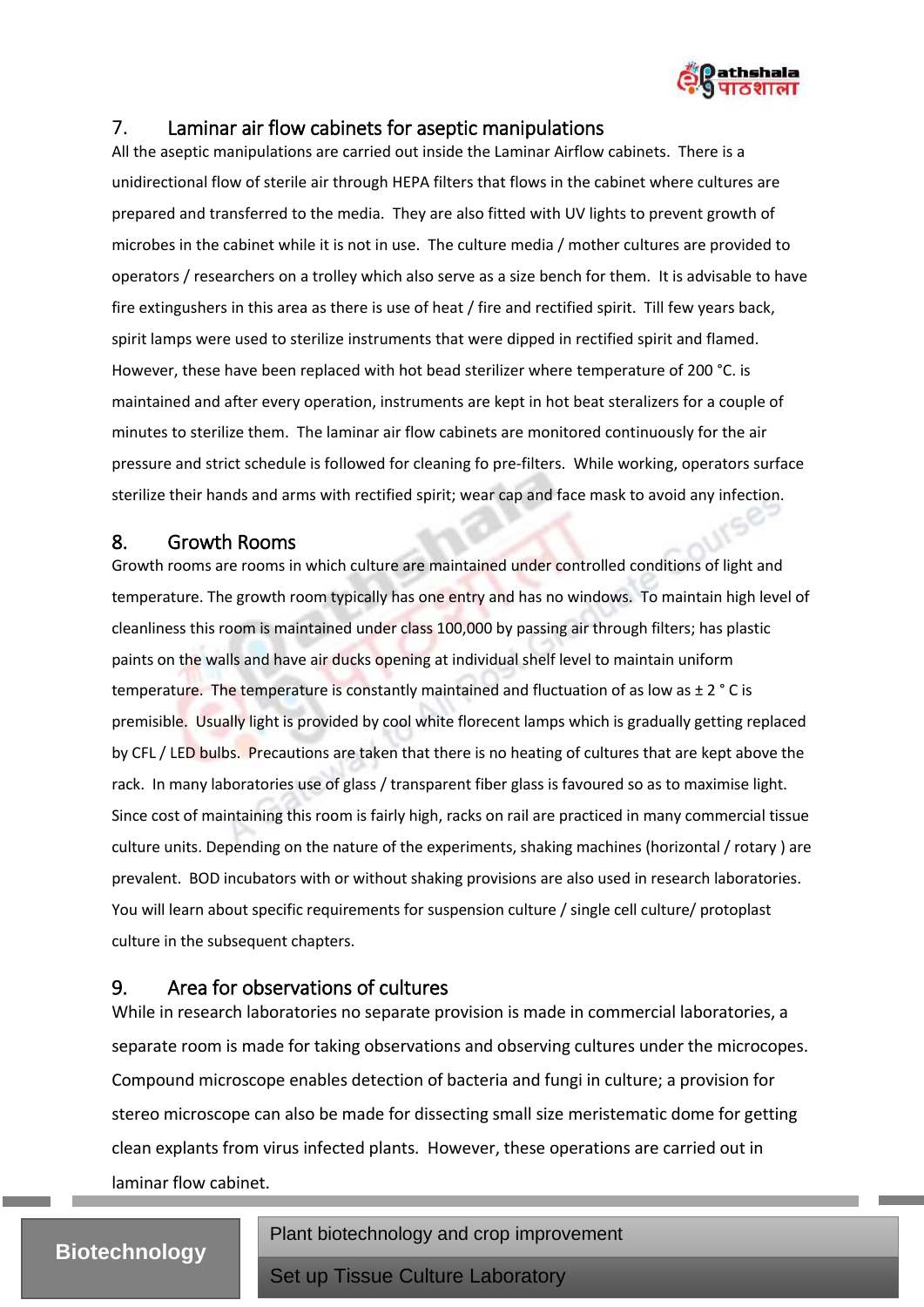## 7. Laminar air flow cabinets for aseptic manipulations

All the aseptic manipulations are carried out inside the Laminar Airflow cabinets. There is a unidirectional flow of sterile air through HEPA filters that flows in the cabinet where cultures are prepared and transferred to the media. They are also fitted with UV lights to prevent growth of microbes in the cabinet while it is not in use. The culture media / mother cultures are provided to operators / researchers on a trolley which also serve as a size bench for them. It is advisable to have fire extingushers in this area as there is use of heat / fire and rectified spirit. Till few years back, spirit lamps were used to sterilize instruments that were dipped in rectified spirit and flamed. However, these have been replaced with hot bead sterilizer where temperature of 200 °C. is maintained and after every operation, instruments are kept in hot beat steralizers for a couple of minutes to sterilize them. The laminar air flow cabinets are monitored continuously for the air pressure and strict schedule is followed for cleaning fo pre-filters. While working, operators surface sterilize their hands and arms with rectified spirit; wear cap and face mask to avoid any infection.

## 8. Growth Rooms

Growth rooms are rooms in which culture are maintained under controlled conditions of light and temperature. The growth room typically has one entry and has no windows. To maintain high level of cleanliness this room is maintained under class 100,000 by passing air through filters; has plastic paints on the walls and have air ducks opening at individual shelf level to maintain uniform temperature. The temperature is constantly maintained and fluctuation of as low as ± 2 ° C is premisible. Usually light is provided by cool white florecent lamps which is gradually getting replaced by CFL / LED bulbs. Precautions are taken that there is no heating of cultures that are kept above the rack. In many laboratories use of glass / transparent fiber glass is favoured so as to maximise light. Since cost of maintaining this room is fairly high, racks on rail are practiced in many commercial tissue culture units. Depending on the nature of the experiments, shaking machines (horizontal / rotary ) are prevalent. BOD incubators with or without shaking provisions are also used in research laboratories. You will learn about specific requirements for suspension culture / single cell culture/ protoplast culture in the subsequent chapters.

## 9. Area for observations of cultures

While in research laboratories no separate provision is made in commercial laboratories, a separate room is made for taking observations and observing cultures under the microcopes. Compound microscope enables detection of bacteria and fungi in culture; a provision for stereo microscope can also be made for dissecting small size meristematic dome for getting clean explants from virus infected plants. However, these operations are carried out in laminar flow cabinet.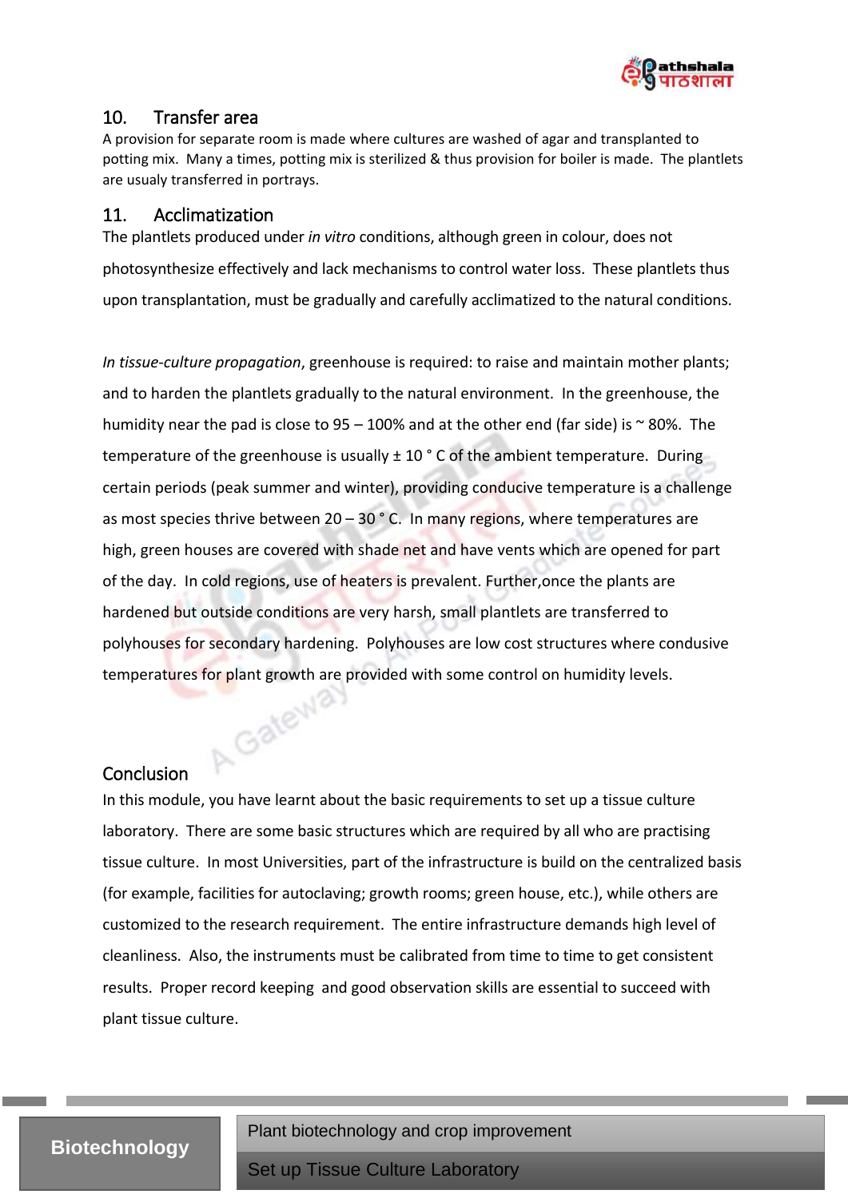## 10. Transfer area

A provision for separate room is made where cultures are washed of agar and transplanted to potting mix. Many a times, potting mix is sterilized & thus provision for boiler is made. The plantlets are usualy transferred in portrays.

## 11. Acclimatization

The plantlets produced under *in vitro* conditions, although green in colour, does not photosynthesize effectively and lack mechanisms to control water loss. These plantlets thus upon transplantation, must be gradually and carefully acclimatized to the natural conditions.

*In tissue-culture propagation*, greenhouse is required: to raise and maintain mother plants; and to harden the plantlets gradually to the natural environment. In the greenhouse, the humidity near the pad is close to 95 – 100% and at the other end (far side) is ~ 80%. The temperature of the greenhouse is usually ± 10 ° C of the ambient temperature. During certain periods (peak summer and winter), providing conducive temperature is a challenge as most species thrive between 20 – 30 ° C. In many regions, where temperatures are high, green houses are covered with shade net and have vents which are opened for part of the day. In cold regions, use of heaters is prevalent. Further,once the plants are hardened but outside conditions are very harsh, small plantlets are transferred to polyhouses for secondary hardening. Polyhouses are low cost structures where condusive temperatures for plant growth are provided with some control on humidity levels.

## Conclusion

In this module, you have learnt about the basic requirements to set up a tissue culture laboratory. There are some basic structures which are required by all who are practising tissue culture. In most Universities, part of the infrastructure is build on the centralized basis (for example, facilities for autoclaving; growth rooms; green house, etc.), while others are customized to the research requirement. The entire infrastructure demands high level of cleanliness. Also, the instruments must be calibrated from time to time to get consistent results. Proper record keeping and good observation skills are essential to succeed with plant tissue culture.